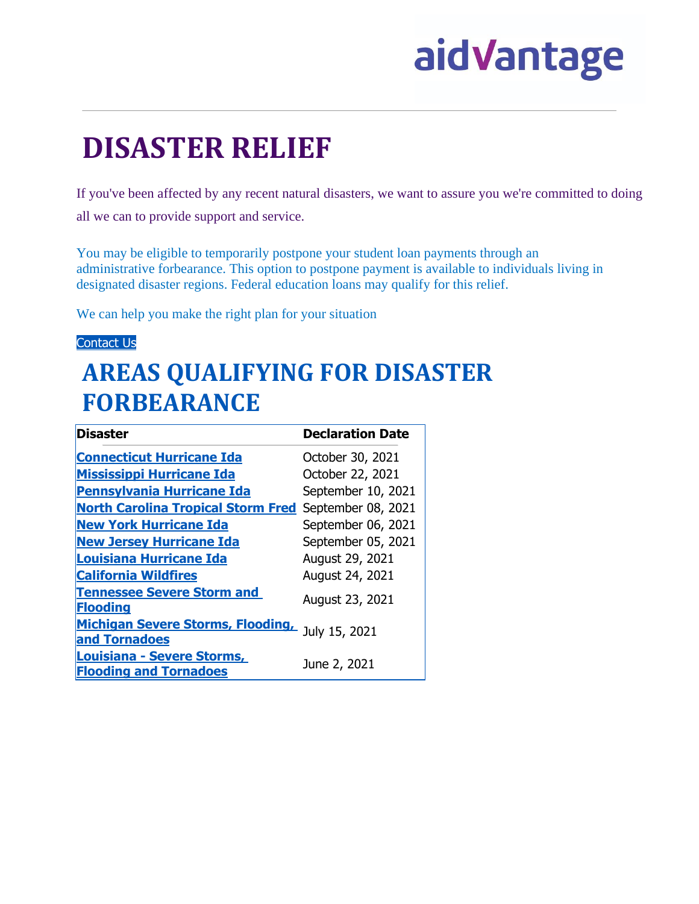aidVantage

# DISASTER RELIEF

If you've been affected by any recent natural disasters, we want to assure you we're committed to doing all we can to provide support and service.

You may be eligible to temporarily postpone your student loan payments through an administrative forbearance. This option to postpone payment is available to individuals living in designated disaster regions. Federal education loans may qualify for this relief.

We can help you make the right plan for your situation

Contact Us

# AREAS QUALIFYING FOR DISASTER FORBEARANCE

| Disaster | Declaration Date |
|---|---|
| **Connecticut Hurricane Ida** | October 30, 2021 |
| **Mississippi Hurricane Ida** | October 22, 2021 |
| **Pennsylvania Hurricane Ida** | September 10, 2021 |
| **North Carolina Tropical Storm Fred** | September 08, 2021 |
| **New York Hurricane Ida** | September 06, 2021 |
| **New Jersey Hurricane Ida** | September 05, 2021 |
| **Louisiana Hurricane Ida** | August 29, 2021 |
| **California Wildfires** | August 24, 2021 |
| **Tennessee Severe Storm and Flooding** | August 23, 2021 |
| **Michigan Severe Storms, Flooding, and Tornadoes** | July 15, 2021 |
| **Louisiana - Severe Storms, Flooding and Tornadoes** | June 2, 2021 |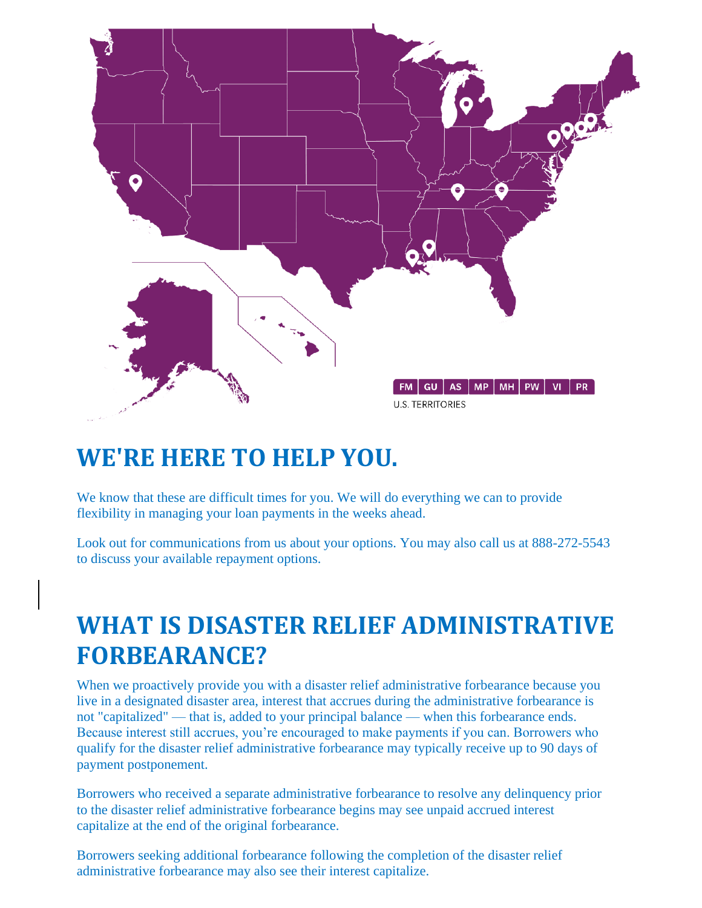FM | GU | AS | MP | MH | PW | VI | PR

U.S. TERRITORIES

## WE'RE HERE TO HELP YOU.

We know that these are difficult times for you. We will do everything we can to provide flexibility in managing your loan payments in the weeks ahead.

Look out for communications from us about your options. You may also call us at 888-272-5543 to discuss your available repayment options.

## WHAT IS DISASTER RELIEF ADMINISTRATIVE FORBEARANCE?

When we proactively provide you with a disaster relief administrative forbearance because you live in a designated disaster area, interest that accrues during the administrative forbearance is not "capitalized" — that is, added to your principal balance — when this forbearance ends. Because interest still accrues, you're encouraged to make payments if you can. Borrowers who qualify for the disaster relief administrative forbearance may typically receive up to 90 days of payment postponement.

Borrowers who received a separate administrative forbearance to resolve any delinquency prior to the disaster relief administrative forbearance begins may see unpaid accrued interest capitalize at the end of the original forbearance.

Borrowers seeking additional forbearance following the completion of the disaster relief administrative forbearance may also see their interest capitalize.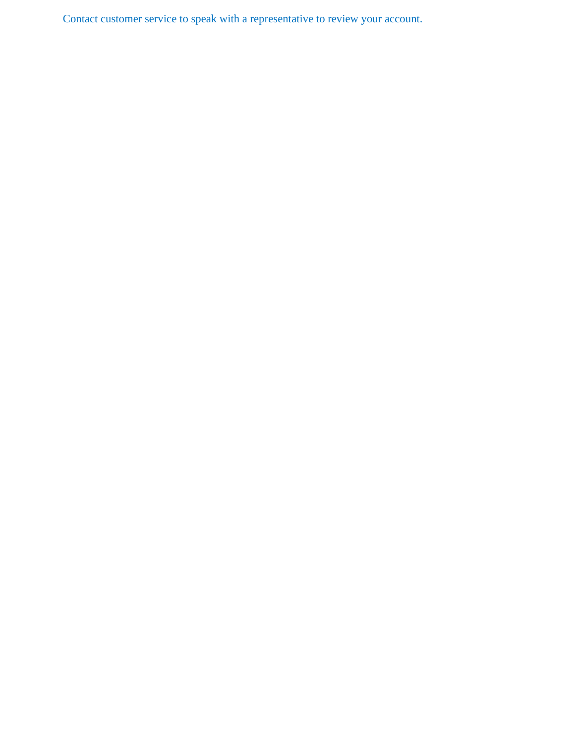Contact customer service to speak with a representative to review your account.